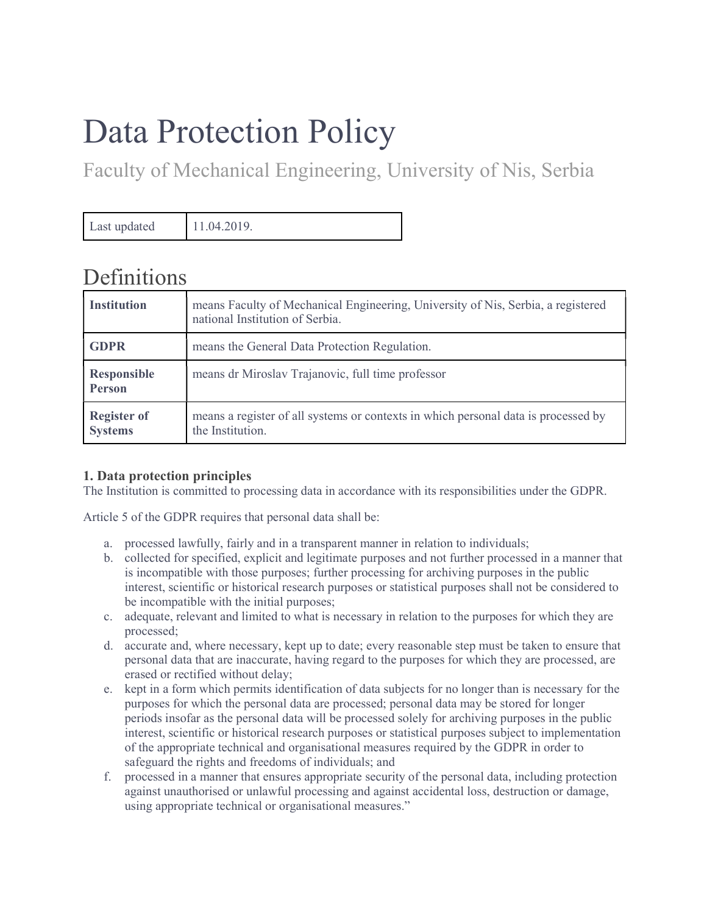# Data Protection Policy

## Faculty of Mechanical Engineering, University of Nis, Serbia

| Last updated | 11.04.2019. |
|---|---|

## Definitions

| | |
|---|---|
| **Institution** | means Faculty of Mechanical Engineering, University of Nis, Serbia, a registered national Institution of Serbia. |
| **GDPR** | means the General Data Protection Regulation. |
| **Responsible Person** | means dr Miroslav Trajanovic, full time professor |
| **Register of Systems** | means a register of all systems or contexts in which personal data is processed by the Institution. |

**1. Data protection principles**

The Institution is committed to processing data in accordance with its responsibilities under the GDPR.

Article 5 of the GDPR requires that personal data shall be:

a. processed lawfully, fairly and in a transparent manner in relation to individuals;
b. collected for specified, explicit and legitimate purposes and not further processed in a manner that is incompatible with those purposes; further processing for archiving purposes in the public interest, scientific or historical research purposes or statistical purposes shall not be considered to be incompatible with the initial purposes;
c. adequate, relevant and limited to what is necessary in relation to the purposes for which they are processed;
d. accurate and, where necessary, kept up to date; every reasonable step must be taken to ensure that personal data that are inaccurate, having regard to the purposes for which they are processed, are erased or rectified without delay;
e. kept in a form which permits identification of data subjects for no longer than is necessary for the purposes for which the personal data are processed; personal data may be stored for longer periods insofar as the personal data will be processed solely for archiving purposes in the public interest, scientific or historical research purposes or statistical purposes subject to implementation of the appropriate technical and organisational measures required by the GDPR in order to safeguard the rights and freedoms of individuals; and
f. processed in a manner that ensures appropriate security of the personal data, including protection against unauthorised or unlawful processing and against accidental loss, destruction or damage, using appropriate technical or organisational measures."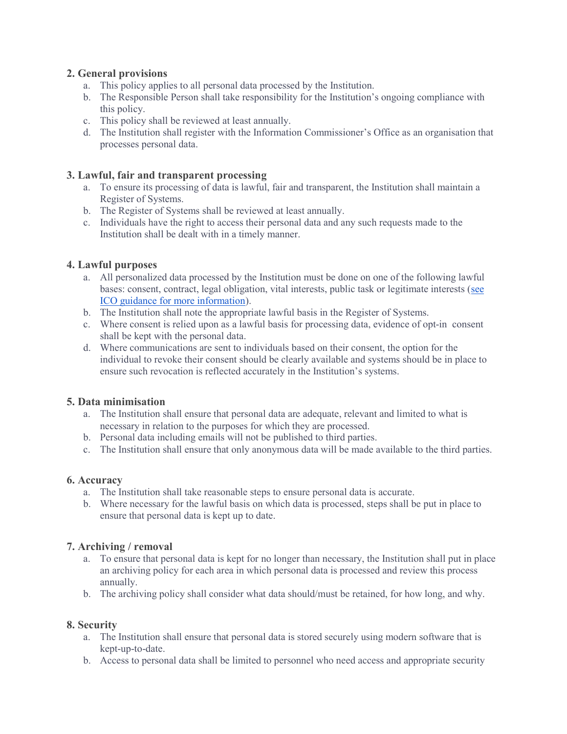## 2. General provisions

a. This policy applies to all personal data processed by the Institution.
b. The Responsible Person shall take responsibility for the Institution's ongoing compliance with this policy.
c. This policy shall be reviewed at least annually.
d. The Institution shall register with the Information Commissioner's Office as an organisation that processes personal data.

## 3. Lawful, fair and transparent processing

a. To ensure its processing of data is lawful, fair and transparent, the Institution shall maintain a Register of Systems.
b. The Register of Systems shall be reviewed at least annually.
c. Individuals have the right to access their personal data and any such requests made to the Institution shall be dealt with in a timely manner.

## 4. Lawful purposes

a. All personalized data processed by the Institution must be done on one of the following lawful bases: consent, contract, legal obligation, vital interests, public task or legitimate interests (see ICO guidance for more information).
b. The Institution shall note the appropriate lawful basis in the Register of Systems.
c. Where consent is relied upon as a lawful basis for processing data, evidence of opt-in consent shall be kept with the personal data.
d. Where communications are sent to individuals based on their consent, the option for the individual to revoke their consent should be clearly available and systems should be in place to ensure such revocation is reflected accurately in the Institution's systems.

## 5. Data minimisation

a. The Institution shall ensure that personal data are adequate, relevant and limited to what is necessary in relation to the purposes for which they are processed.
b. Personal data including emails will not be published to third parties.
c. The Institution shall ensure that only anonymous data will be made available to the third parties.

## 6. Accuracy

a. The Institution shall take reasonable steps to ensure personal data is accurate.
b. Where necessary for the lawful basis on which data is processed, steps shall be put in place to ensure that personal data is kept up to date.

## 7. Archiving / removal

a. To ensure that personal data is kept for no longer than necessary, the Institution shall put in place an archiving policy for each area in which personal data is processed and review this process annually.
b. The archiving policy shall consider what data should/must be retained, for how long, and why.

## 8. Security

a. The Institution shall ensure that personal data is stored securely using modern software that is kept-up-to-date.
b. Access to personal data shall be limited to personnel who need access and appropriate security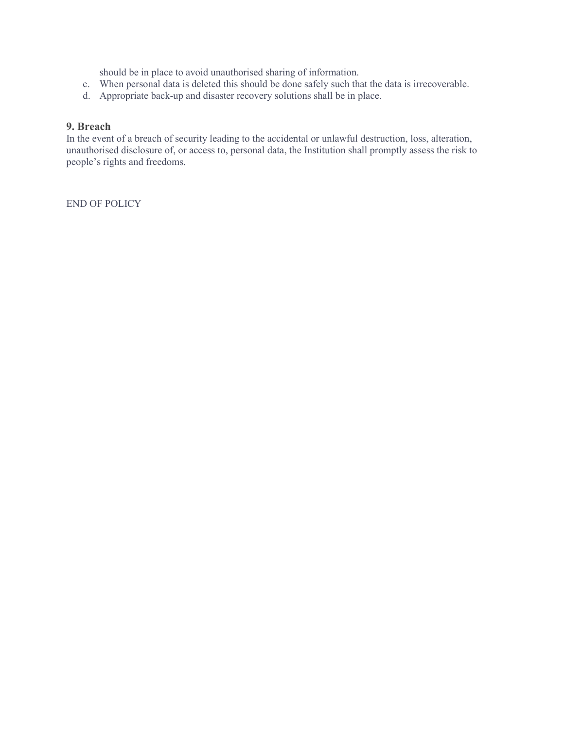should be in place to avoid unauthorised sharing of information.

c. When personal data is deleted this should be done safely such that the data is irrecoverable.
d. Appropriate back-up and disaster recovery solutions shall be in place.

## 9. Breach

In the event of a breach of security leading to the accidental or unlawful destruction, loss, alteration, unauthorised disclosure of, or access to, personal data, the Institution shall promptly assess the risk to people's rights and freedoms.

END OF POLICY